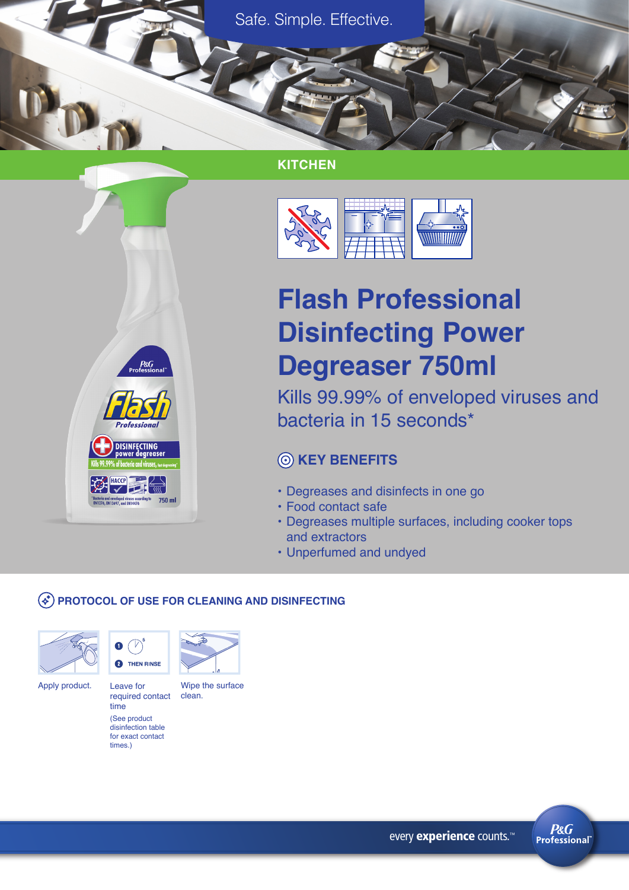Safe. Simple. Effective.

KITCHEN

# Flash Professional Disinfecting Power Degreaser 750ml

Kills 99.99% of enveloped viruses and bacteria in 15 seconds*

## KEY BENEFITS

- Degreases and disinfects in one go
- Food contact safe
- Degreases multiple surfaces, including cooker tops and extractors
- Unperfumed and undyed

## PROTOCOL OF USE FOR CLEANING AND DISINFECTING

1. Apply product.
2. Leave for required contact time (See product disinfection table for exact contact times.) THEN RINSE
3. Wipe the surface clean.

every **experience** counts.™

P&G Professional™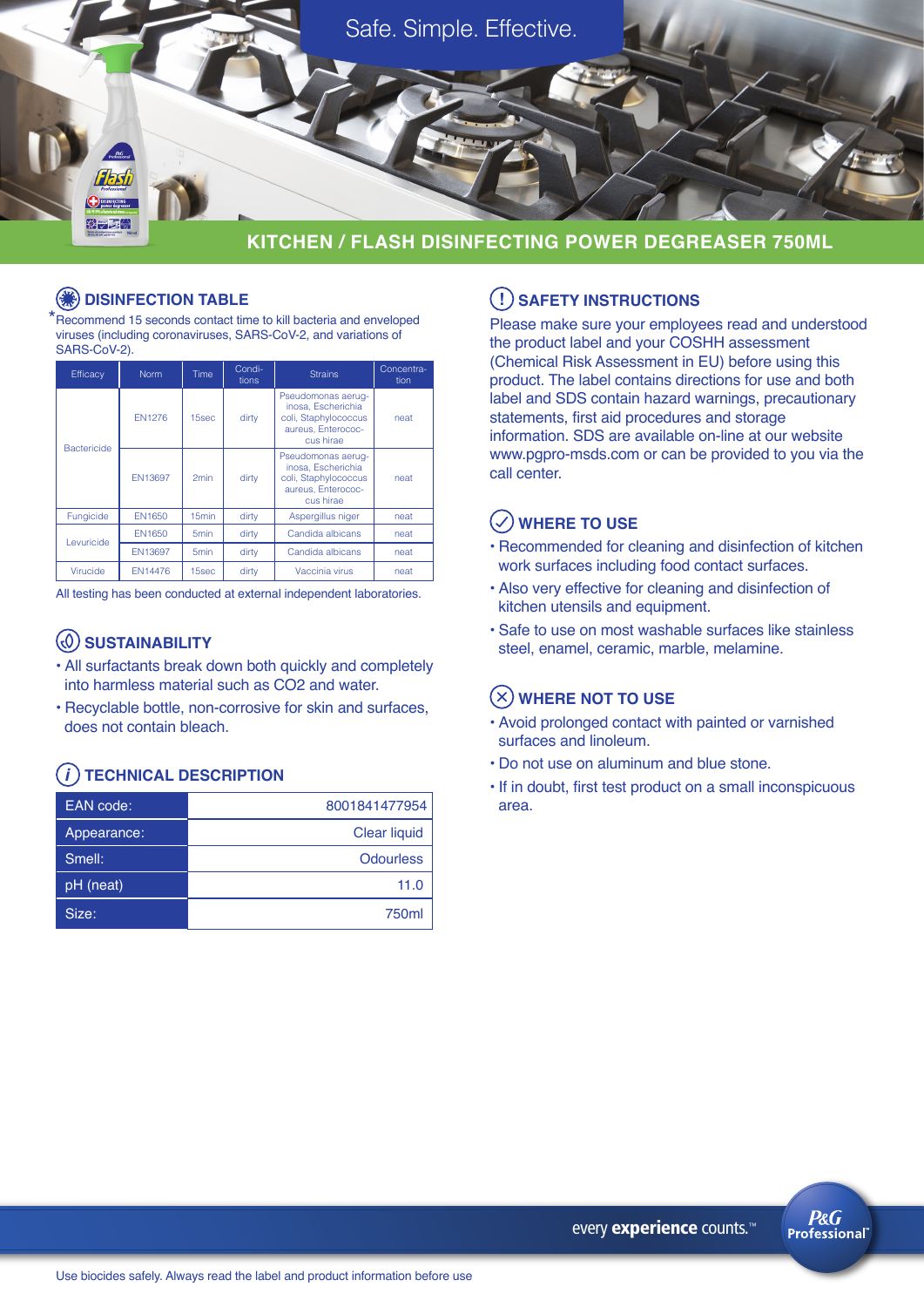Safe. Simple. Effective.

## KITCHEN / FLASH DISINFECTING POWER DEGREASER 750ML

### DISINFECTION TABLE

*Recommend 15 seconds contact time to kill bacteria and enveloped viruses (including coronaviruses, SARS-CoV-2, and variations of SARS-CoV-2).

| Efficacy | Norm | Time | Conditions | Strains | Concentration |
|---|---|---|---|---|---|
| Bactericide | EN1276 | 15sec | dirty | Pseudomonas aeruginosa, Escherichia coli, Staphylococcus aureus, Enterococcus hirae | neat |
| | EN13697 | 2min | dirty | Pseudomonas aeruginosa, Escherichia coli, Staphylococcus aureus, Enterococcus hirae | neat |
| Fungicide | EN1650 | 15min | dirty | Aspergillus niger | neat |
| Levuricide | EN1650 | 5min | dirty | Candida albicans | neat |
| | EN13697 | 5min | dirty | Candida albicans | neat |
| Virucide | EN14476 | 15sec | dirty | Vaccinia virus | neat |

All testing has been conducted at external independent laboratories.

### SUSTAINABILITY

- All surfactants break down both quickly and completely into harmless material such as CO2 and water.
- Recyclable bottle, non-corrosive for skin and surfaces, does not contain bleach.

### TECHNICAL DESCRIPTION

| | |
|---|---|
| EAN code: | 8001841477954 |
| Appearance: | Clear liquid |
| Smell: | Odourless |
| pH (neat) | 11.0 |
| Size: | 750ml |

### SAFETY INSTRUCTIONS

Please make sure your employees read and understood the product label and your COSHH assessment (Chemical Risk Assessment in EU) before using this product. The label contains directions for use and both label and SDS contain hazard warnings, precautionary statements, first aid procedures and storage information. SDS are available on-line at our website www.pgpro-msds.com or can be provided to you via the call center.

### WHERE TO USE

- Recommended for cleaning and disinfection of kitchen work surfaces including food contact surfaces.
- Also very effective for cleaning and disinfection of kitchen utensils and equipment.
- Safe to use on most washable surfaces like stainless steel, enamel, ceramic, marble, melamine.

### WHERE NOT TO USE

- Avoid prolonged contact with painted or varnished surfaces and linoleum.
- Do not use on aluminum and blue stone.
- If in doubt, first test product on a small inconspicuous area.

every **experience** counts.™

P&G Professional™

Use biocides safely. Always read the label and product information before use